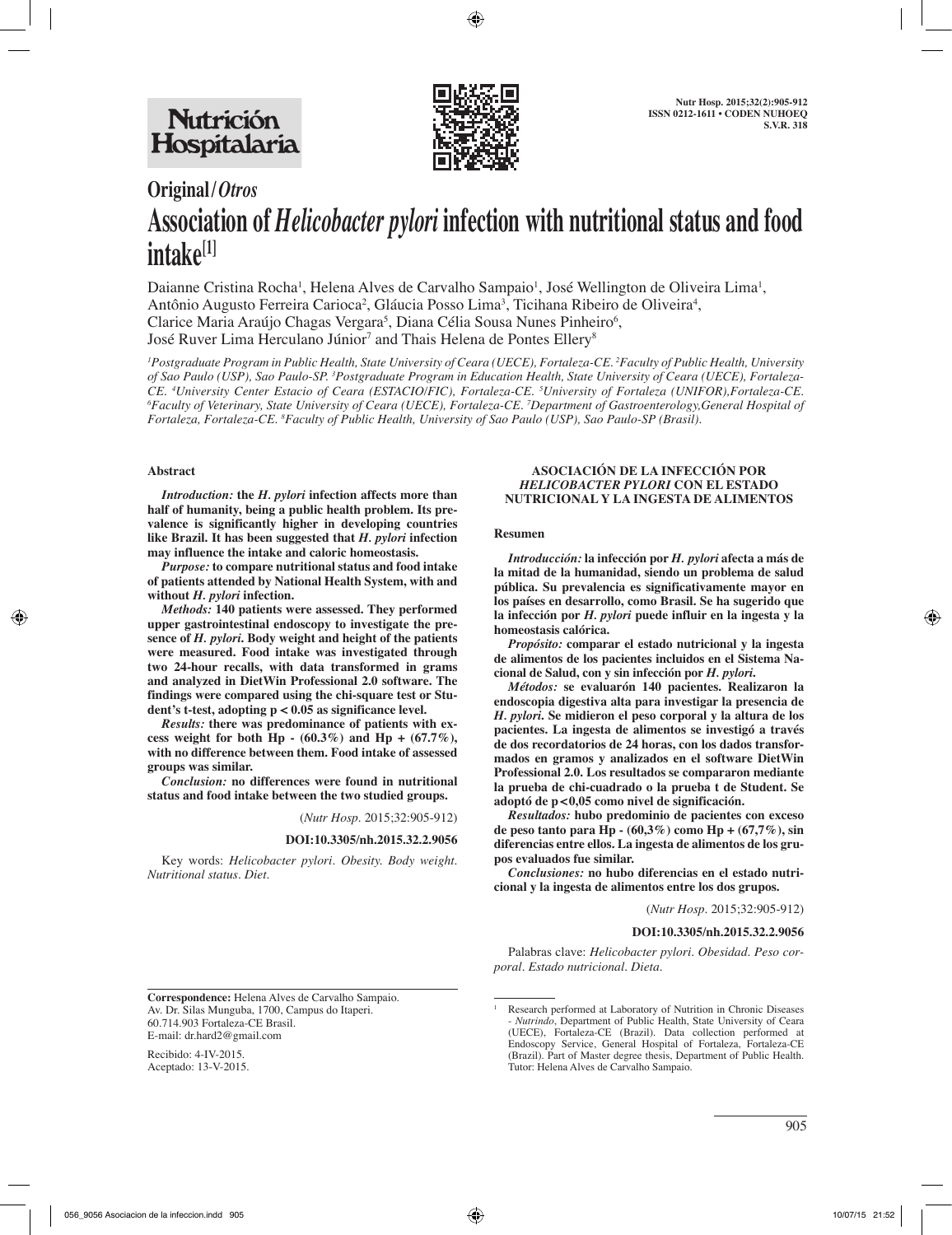**Original/*Otros***

# Association of *Helicobacter pylori* infection with nutritional status and food intake[1]

Daianne Cristina Rocha[1], Helena Alves de Carvalho Sampaio[1], José Wellington de Oliveira Lima[1], Antônio Augusto Ferreira Carioca[2], Gláucia Posso Lima[3], Ticihana Ribeiro de Oliveira[4], Clarice Maria Araújo Chagas Vergara[5], Diana Célia Sousa Nunes Pinheiro[6], José Ruver Lima Herculano Júnior[7] and Thais Helena de Pontes Ellery[8]

*[1]Postgraduate Program in Public Health, State University of Ceara (UECE), Fortaleza-CE. [2]Faculty of Public Health, University of Sao Paulo (USP), Sao Paulo-SP. [3]Postgraduate Program in Education Health, State University of Ceara (UECE), Fortaleza-CE. [4]University Center Estacio of Ceara (ESTACIO/FIC), Fortaleza-CE. [5]University of Fortaleza (UNIFOR),Fortaleza-CE. [6]Faculty of Veterinary, State University of Ceara (UECE), Fortaleza-CE. [7]Department of Gastroenterology,General Hospital of Fortaleza, Fortaleza-CE. [8]Faculty of Public Health, University of Sao Paulo (USP), Sao Paulo-SP (Brasil).*

### Abstract

***Introduction:*** **the *H. pylori* infection affects more than half of humanity, being a public health problem. Its prevalence is significantly higher in developing countries like Brazil. It has been suggested that *H. pylori* infection may influence the intake and caloric homeostasis.**

***Purpose:*** **to compare nutritional status and food intake of patients attended by National Health System, with and without *H. pylori* infection.**

***Methods:*** **140 patients were assessed. They performed upper gastrointestinal endoscopy to investigate the presence of *H. pylori*. Body weight and height of the patients were measured. Food intake was investigated through two 24-hour recalls, with data transformed in grams and analyzed in DietWin Professional 2.0 software. The findings were compared using the chi-square test or Student's t-test, adopting $p < 0.05$ as significance level.**

***Results:*** **there was predominance of patients with excess weight for both Hp - (60.3%) and Hp + (67.7%), with no difference between them. Food intake of assessed groups was similar.**

***Conclusion:*** **no differences were found in nutritional status and food intake between the two studied groups.**

(*Nutr Hosp.* 2015;32:905-912)

**DOI:10.3305/nh.2015.32.2.9056**

Key words: *Helicobacter pylori. Obesity. Body weight. Nutritional status. Diet.*

### ASOCIACIÓN DE LA INFECCIÓN POR *HELICOBACTER PYLORI* CON EL ESTADO NUTRICIONAL Y LA INGESTA DE ALIMENTOS

#### Resumen

***Introducción:*** **la infección por *H. pylori* afecta a más de la mitad de la humanidad, siendo un problema de salud pública. Su prevalencia es significativamente mayor en los países en desarrollo, como Brasil. Se ha sugerido que la infección por *H. pylori* puede influir en la ingesta y la homeostasis calórica.**

***Propósito:*** **comparar el estado nutricional y la ingesta de alimentos de los pacientes incluidos en el Sistema Nacional de Salud, con y sin infección por *H. pylori*.**

***Métodos:*** **se evaluarón 140 pacientes. Realizaron la endoscopia digestiva alta para investigar la presencia de *H. pylori*. Se midieron el peso corporal y la altura de los pacientes. La ingesta de alimentos se investigó a través de dos recordatorios de 24 horas, con los datos transformados en gramos y analizados en el software DietWin Professional 2.0. Los resultados se compararon mediante la prueba de chi-cuadrado o la prueba t de Student. Se adoptó de $p<0,05$ como nivel de significación.**

***Resultados:*** **hubo predominio de pacientes con exceso de peso tanto para Hp - (60,3%) como Hp + (67,7%), sin diferencias entre ellos. La ingesta de alimentos de los grupos evaluados fue similar.**

***Conclusiones:*** **no hubo diferencias en el estado nutricional y la ingesta de alimentos entre los dos grupos.**

(*Nutr Hosp.* 2015;32:905-912)

**DOI:10.3305/nh.2015.32.2.9056**

Palabras clave: *Helicobacter pylori. Obesidad. Peso corporal. Estado nutricional. Dieta.*

---

**Correspondence:** Helena Alves de Carvalho Sampaio.
Av. Dr. Silas Munguba, 1700, Campus do Itaperi.
60.714.903 Fortaleza-CE Brasil.
E-mail: dr.hard2@gmail.com

Recibido: 4-IV-2015.
Aceptado: 13-V-2015.

---

[1] Research performed at Laboratory of Nutrition in Chronic Diseases - *Nutrindo*, Department of Public Health, State University of Ceara (UECE), Fortaleza-CE (Brazil). Data collection performed at Endoscopy Service, General Hospital of Fortaleza, Fortaleza-CE (Brazil). Part of Master degree thesis, Department of Public Health. Tutor: Helena Alves de Carvalho Sampaio.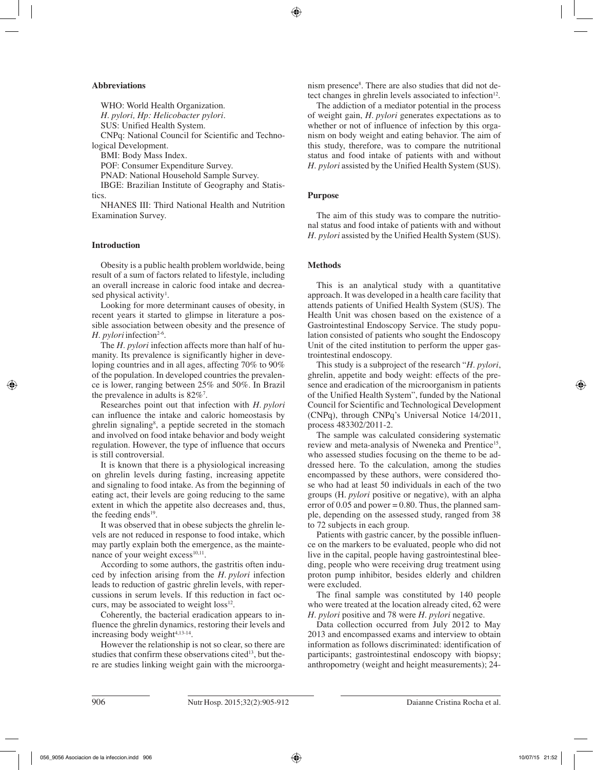### Abbreviations

WHO: World Health Organization.

*H. pylori, Hp: Helicobacter pylori*.

SUS: Unified Health System.

CNPq: National Council for Scientific and Technological Development.

BMI: Body Mass Index.

POF: Consumer Expenditure Survey.

PNAD: National Household Sample Survey.

IBGE: Brazilian Institute of Geography and Statistics.

NHANES III: Third National Health and Nutrition Examination Survey.

### Introduction

Obesity is a public health problem worldwide, being result of a sum of factors related to lifestyle, including an overall increase in caloric food intake and decreased physical activity[1].

Looking for more determinant causes of obesity, in recent years it started to glimpse in literature a possible association between obesity and the presence of *H. pylori* infection[2-6].

The *H. pylori* infection affects more than half of humanity. Its prevalence is significantly higher in developing countries and in all ages, affecting 70% to 90% of the population. In developed countries the prevalence is lower, ranging between 25% and 50%. In Brazil the prevalence in adults is 82%[7].

Researches point out that infection with *H. pylori* can influence the intake and caloric homeostasis by ghrelin signaling[8], a peptide secreted in the stomach and involved on food intake behavior and body weight regulation. However, the type of influence that occurs is still controversial.

It is known that there is a physiological increasing on ghrelin levels during fasting, increasing appetite and signaling to food intake. As from the beginning of eating act, their levels are going reducing to the same extent in which the appetite also decreases and, thus, the feeding ends[19].

It was observed that in obese subjects the ghrelin levels are not reduced in response to food intake, which may partly explain both the emergence, as the maintenance of your weight excess[10,11].

According to some authors, the gastritis often induced by infection arising from the *H. pylori* infection leads to reduction of gastric ghrelin levels, with repercussions in serum levels. If this reduction in fact occurs, may be associated to weight loss[12].

Coherently, the bacterial eradication appears to influence the ghrelin dynamics, restoring their levels and increasing body weight[4,13-14].

However the relationship is not so clear, so there are studies that confirm these observations cited[13], but there are studies linking weight gain with the microorganism presence[8]. There are also studies that did not detect changes in ghrelin levels associated to infection[12].

The addiction of a mediator potential in the process of weight gain, *H. pylori* generates expectations as to whether or not of influence of infection by this organism on body weight and eating behavior. The aim of this study, therefore, was to compare the nutritional status and food intake of patients with and without *H. pylori* assisted by the Unified Health System (SUS).

### Purpose

The aim of this study was to compare the nutritional status and food intake of patients with and without *H. pylori* assisted by the Unified Health System (SUS).

### Methods

This is an analytical study with a quantitative approach. It was developed in a health care facility that attends patients of Unified Health System (SUS). The Health Unit was chosen based on the existence of a Gastrointestinal Endoscopy Service. The study population consisted of patients who sought the Endoscopy Unit of the cited institution to perform the upper gastrointestinal endoscopy.

This study is a subproject of the research "*H. pylori*, ghrelin, appetite and body weight: effects of the presence and eradication of the microorganism in patients of the Unified Health System", funded by the National Council for Scientific and Technological Development (CNPq), through CNPq's Universal Notice 14/2011, process 483302/2011-2.

The sample was calculated considering systematic review and meta-analysis of Nweneka and Prentice[15], who assessed studies focusing on the theme to be addressed here. To the calculation, among the studies encompassed by these authors, were considered those who had at least 50 individuals in each of the two groups (H. *pylori* positive or negative), with an alpha error of 0.05 and power = 0.80. Thus, the planned sample, depending on the assessed study, ranged from 38 to 72 subjects in each group.

Patients with gastric cancer, by the possible influence on the markers to be evaluated, people who did not live in the capital, people having gastrointestinal bleeding, people who were receiving drug treatment using proton pump inhibitor, besides elderly and children were excluded.

The final sample was constituted by 140 people who were treated at the location already cited, 62 were *H. pylori* positive and 78 were *H. pylori* negative.

Data collection occurred from July 2012 to May 2013 and encompassed exams and interview to obtain information as follows discriminated: identification of participants; gastrointestinal endoscopy with biopsy; anthropometry (weight and height measurements); 24-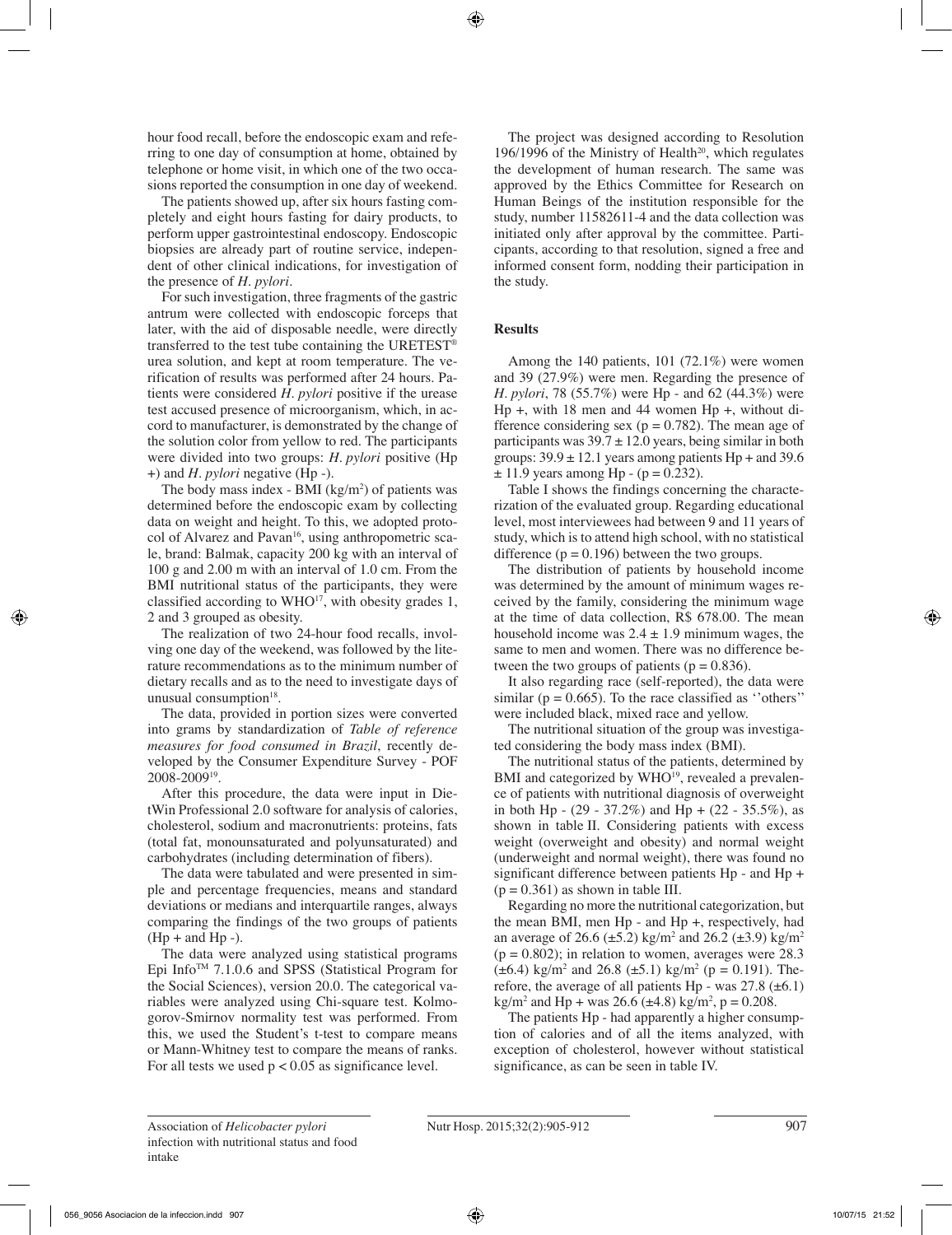hour food recall, before the endoscopic exam and referring to one day of consumption at home, obtained by telephone or home visit, in which one of the two occasions reported the consumption in one day of weekend.

The patients showed up, after six hours fasting completely and eight hours fasting for dairy products, to perform upper gastrointestinal endoscopy. Endoscopic biopsies are already part of routine service, independent of other clinical indications, for investigation of the presence of *H. pylori*.

For such investigation, three fragments of the gastric antrum were collected with endoscopic forceps that later, with the aid of disposable needle, were directly transferred to the test tube containing the URETEST® urea solution, and kept at room temperature. The verification of results was performed after 24 hours. Patients were considered *H. pylori* positive if the urease test accused presence of microorganism, which, in accord to manufacturer, is demonstrated by the change of the solution color from yellow to red. The participants were divided into two groups: *H. pylori* positive (Hp +) and *H. pylori* negative (Hp -).

The body mass index - BMI (kg/m$^2$) of patients was determined before the endoscopic exam by collecting data on weight and height. To this, we adopted protocol of Alvarez and Pavan[16], using anthropometric scale, brand: Balmak, capacity 200 kg with an interval of 100 g and 2.00 m with an interval of 1.0 cm. From the BMI nutritional status of the participants, they were classified according to WHO[17], with obesity grades 1, 2 and 3 grouped as obesity.

The realization of two 24-hour food recalls, involving one day of the weekend, was followed by the literature recommendations as to the minimum number of dietary recalls and as to the need to investigate days of unusual consumption[18].

The data, provided in portion sizes were converted into grams by standardization of *Table of reference measures for food consumed in Brazil*, recently developed by the Consumer Expenditure Survey - POF 2008-2009[19].

After this procedure, the data were input in DietWin Professional 2.0 software for analysis of calories, cholesterol, sodium and macronutrients: proteins, fats (total fat, monounsaturated and polyunsaturated) and carbohydrates (including determination of fibers).

The data were tabulated and were presented in simple and percentage frequencies, means and standard deviations or medians and interquartile ranges, always comparing the findings of the two groups of patients (Hp + and Hp -).

The data were analyzed using statistical programs Epi Info™ 7.1.0.6 and SPSS (Statistical Program for the Social Sciences), version 20.0. The categorical variables were analyzed using Chi-square test. Kolmogorov-Smirnov normality test was performed. From this, we used the Student's t-test to compare means or Mann-Whitney test to compare the means of ranks. For all tests we used $p < 0.05$ as significance level.

The project was designed according to Resolution 196/1996 of the Ministry of Health[20], which regulates the development of human research. The same was approved by the Ethics Committee for Research on Human Beings of the institution responsible for the study, number 11582611-4 and the data collection was initiated only after approval by the committee. Participants, according to that resolution, signed a free and informed consent form, nodding their participation in the study.

## Results

Among the 140 patients, 101 (72.1%) were women and 39 (27.9%) were men. Regarding the presence of *H. pylori*, 78 (55.7%) were Hp - and 62 (44.3%) were Hp +, with 18 men and 44 women Hp +, without difference considering sex ($p = 0.782$). The mean age of participants was $39.7 \pm 12.0$ years, being similar in both groups: $39.9 \pm 12.1$ years among patients Hp + and $39.6 \pm 11.9$ years among Hp - ($p = 0.232$).

Table I shows the findings concerning the characterization of the evaluated group. Regarding educational level, most interviewees had between 9 and 11 years of study, which is to attend high school, with no statistical difference ($p = 0.196$) between the two groups.

The distribution of patients by household income was determined by the amount of minimum wages received by the family, considering the minimum wage at the time of data collection, R$ 678.00. The mean household income was $2.4 \pm 1.9$ minimum wages, the same to men and women. There was no difference between the two groups of patients ($p = 0.836$).

It also regarding race (self-reported), the data were similar ($p = 0.665$). To the race classified as ''others'' were included black, mixed race and yellow.

The nutritional situation of the group was investigated considering the body mass index (BMI).

The nutritional status of the patients, determined by BMI and categorized by WHO[19], revealed a prevalence of patients with nutritional diagnosis of overweight in both Hp - (29 - 37.2%) and Hp + (22 - 35.5%), as shown in table II. Considering patients with excess weight (overweight and obesity) and normal weight (underweight and normal weight), there was found no significant difference between patients Hp - and Hp + ($p = 0.361$) as shown in table III.

Regarding no more the nutritional categorization, but the mean BMI, men Hp - and Hp +, respectively, had an average of 26.6 (±5.2) kg/m$^2$ and 26.2 (±3.9) kg/m$^2$ ($p = 0.802$); in relation to women, averages were 28.3 (±6.4) kg/m$^2$ and 26.8 (±5.1) kg/m$^2$ ($p = 0.191$). Therefore, the average of all patients Hp - was 27.8 (±6.1) kg/m$^2$ and Hp + was 26.6 (±4.8) kg/m$^2$, $p = 0.208$.

The patients Hp - had apparently a higher consumption of calories and of all the items analyzed, with exception of cholesterol, however without statistical significance, as can be seen in table IV.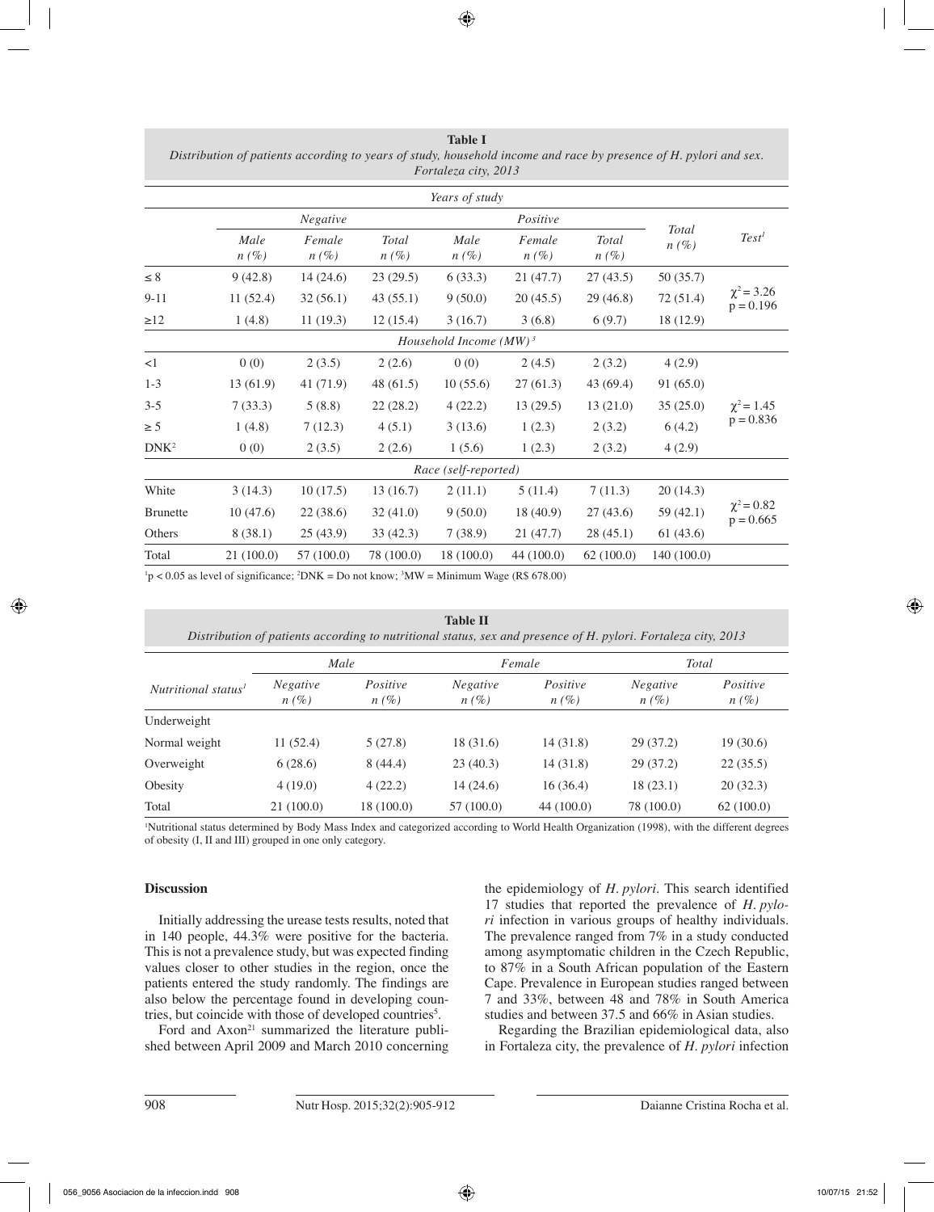**Table I**
*Distribution of patients according to years of study, household income and race by presence of H. pylori and sex. Fortaleza city, 2013*

| | Negative | | | Positive | | | Total n (%) | Test[1] |
|---|---|---|---|---|---|---|---|---|
| | Male n (%) | Female n (%) | Total n (%) | Male n (%) | Female n (%) | Total n (%) | | |
| *Years of study* | | | | | | | | |
| ≤ 8 | 9 (42.8) | 14 (24.6) | 23 (29.5) | 6 (33.3) | 21 (47.7) | 27 (43.5) | 50 (35.7) | $\chi^2 = 3.26$ $p = 0.196$ |
| 9-11 | 11 (52.4) | 32 (56.1) | 43 (55.1) | 9 (50.0) | 20 (45.5) | 29 (46.8) | 72 (51.4) | |
| ≥12 | 1 (4.8) | 11 (19.3) | 12 (15.4) | 3 (16.7) | 3 (6.8) | 6 (9.7) | 18 (12.9) | |
| *Household Income (MW)[3]* | | | | | | | | |
| <1 | 0 (0) | 2 (3.5) | 2 (2.6) | 0 (0) | 2 (4.5) | 2 (3.2) | 4 (2.9) | $\chi^2 = 1.45$ $p = 0.836$ |
| 1-3 | 13 (61.9) | 41 (71.9) | 48 (61.5) | 10 (55.6) | 27 (61.3) | 43 (69.4) | 91 (65.0) | |
| 3-5 | 7 (33.3) | 5 (8.8) | 22 (28.2) | 4 (22.2) | 13 (29.5) | 13 (21.0) | 35 (25.0) | |
| ≥ 5 | 1 (4.8) | 7 (12.3) | 4 (5.1) | 3 (13.6) | 1 (2.3) | 2 (3.2) | 6 (4.2) | |
| DNK[2] | 0 (0) | 2 (3.5) | 2 (2.6) | 1 (5.6) | 1 (2.3) | 2 (3.2) | 4 (2.9) | |
| *Race (self-reported)* | | | | | | | | |
| White | 3 (14.3) | 10 (17.5) | 13 (16.7) | 2 (11.1) | 5 (11.4) | 7 (11.3) | 20 (14.3) | $\chi^2 = 0.82$ $p = 0.665$ |
| Brunette | 10 (47.6) | 22 (38.6) | 32 (41.0) | 9 (50.0) | 18 (40.9) | 27 (43.6) | 59 (42.1) | |
| Others | 8 (38.1) | 25 (43.9) | 33 (42.3) | 7 (38.9) | 21 (47.7) | 28 (45.1) | 61 (43.6) | |
| Total | 21 (100.0) | 57 (100.0) | 78 (100.0) | 18 (100.0) | 44 (100.0) | 62 (100.0) | 140 (100.0) | |

[1]$p < 0.05$ as level of significance; [2]DNK = Do not know; [3]MW = Minimum Wage (R$ 678.00)

**Table II**
*Distribution of patients according to nutritional status, sex and presence of H. pylori. Fortaleza city, 2013*

| Nutritional status[1] | Male | | Female | | Total | |
|---|---|---|---|---|---|---|
| | Negative n (%) | Positive n (%) | Negative n (%) | Positive n (%) | Negative n (%) | Positive n (%) |
| Underweight | | | | | | |
| Normal weight | 11 (52.4) | 5 (27.8) | 18 (31.6) | 14 (31.8) | 29 (37.2) | 19 (30.6) |
| Overweight | 6 (28.6) | 8 (44.4) | 23 (40.3) | 14 (31.8) | 29 (37.2) | 22 (35.5) |
| Obesity | 4 (19.0) | 4 (22.2) | 14 (24.6) | 16 (36.4) | 18 (23.1) | 20 (32.3) |
| Total | 21 (100.0) | 18 (100.0) | 57 (100.0) | 44 (100.0) | 78 (100.0) | 62 (100.0) |

[1]Nutritional status determined by Body Mass Index and categorized according to World Health Organization (1998), with the different degrees of obesity (I, II and III) grouped in one only category.

## Discussion

Initially addressing the urease tests results, noted that in 140 people, 44.3% were positive for the bacteria. This is not a prevalence study, but was expected finding values closer to other studies in the region, once the patients entered the study randomly. The findings are also below the percentage found in developing countries, but coincide with those of developed countries[5].

Ford and Axon[21] summarized the literature published between April 2009 and March 2010 concerning the epidemiology of *H. pylori*. This search identified 17 studies that reported the prevalence of *H. pylori* infection in various groups of healthy individuals. The prevalence ranged from 7% in a study conducted among asymptomatic children in the Czech Republic, to 87% in a South African population of the Eastern Cape. Prevalence in European studies ranged between 7 and 33%, between 48 and 78% in South America studies and between 37.5 and 66% in Asian studies.

Regarding the Brazilian epidemiological data, also in Fortaleza city, the prevalence of *H. pylori* infection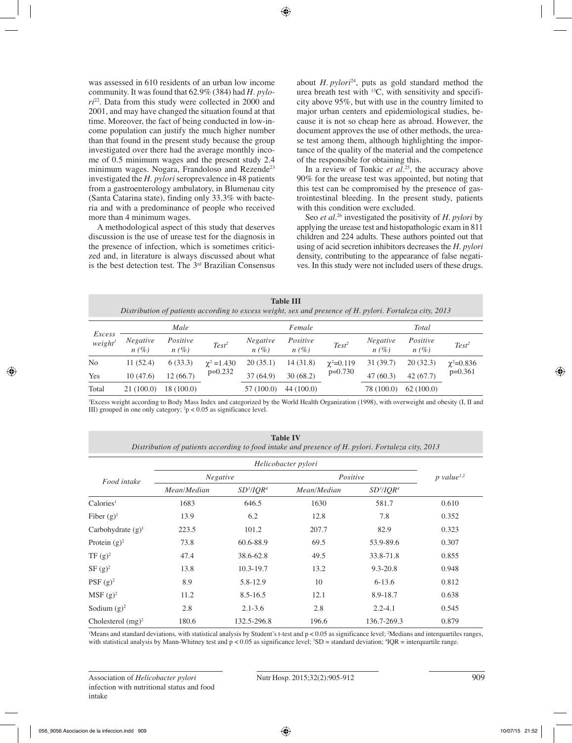was assessed in 610 residents of an urban low income community. It was found that 62.9% (384) had *H. pylori*[22]. Data from this study were collected in 2000 and 2001, and may have changed the situation found at that time. Moreover, the fact of being conducted in low-income population can justify the much higher number than that found in the present study because the group investigated over there had the average monthly income of 0.5 minimum wages and the present study 2.4 minimum wages. Nogara, Frandoloso and Rezende[23] investigated the *H. pylori* seroprevalence in 48 patients from a gastroenterology ambulatory, in Blumenau city (Santa Catarina state), finding only 33.3% with bacteria and with a predominance of people who received more than 4 minimum wages.

A methodological aspect of this study that deserves discussion is the use of urease test for the diagnosis in the presence of infection, which is sometimes criticized and, in literature is always discussed about what is the best detection test. The 3rd Brazilian Consensus about *H. pylori*[24], puts as gold standard method the urea breath test with $^{13}C$, with sensitivity and specificity above 95%, but with use in the country limited to major urban centers and epidemiological studies, because it is not so cheap here as abroad. However, the document approves the use of other methods, the urease test among them, although highlighting the importance of the quality of the material and the competence of the responsible for obtaining this.

In a review of Tonkic *et al.*[25], the accuracy above 90% for the urease test was appointed, but noting that this test can be compromised by the presence of gastrointestinal bleeding. In the present study, patients with this condition were excluded.

Seo *et al.*[26] investigated the positivity of *H. pylori* by applying the urease test and histopathologic exam in 811 children and 224 adults. These authors pointed out that using of acid secretion inhibitors decreases the *H. pylori* density, contributing to the appearance of false negatives. In this study were not included users of these drugs.

**Table III**
*Distribution of patients according to excess weight, sex and presence of H. pylori. Fortaleza city, 2013*

| Excess weight[1] | Male | | | Female | | | Total | | |
|---|---|---|---|---|---|---|---|---|---|
| | Negative n (%) | Positive n (%) | Test[2] | Negative n (%) | Positive n (%) | Test[2] | Negative n (%) | Positive n (%) | Test[2] |
| No | 11 (52.4) | 6 (33.3) | $\chi^2$ =1.430 p=0.232 | 20 (35.1) | 14 (31.8) | $\chi^2$=0.119 p=0.730 | 31 (39.7) | 20 (32.3) | $\chi^2$=0.836 p=0.361 |
| Yes | 10 (47.6) | 12 (66.7) | | 37 (64.9) | 30 (68.2) | | 47 (60.3) | 42 (67.7) | |
| Total | 21 (100.0) | 18 (100.0) | | 57 (100.0) | 44 (100.0) | | 78 (100.0) | 62 (100.0) | |

[1]Excess weight according to Body Mass Index and categorized by the World Health Organization (1998), with overweight and obesity (I, II and III) grouped in one only category; [2]$p < 0.05$ as significance level.

**Table IV**
*Distribution of patients according to food intake and presence of H. pylori. Fortaleza city, 2013*

| Food intake | Helicobacter pylori | | | | p value[1,2] |
|---|---|---|---|---|---|
| | Negative | | Positive | | |
| | Mean/Median | SD[3]/IQR[4] | Mean/Median | SD[3]/IQR[4] | |
| Calories[1] | 1683 | 646.5 | 1630 | 581.7 | 0.610 |
| Fiber (g)[1] | 13.9 | 6.2 | 12.8 | 7.8 | 0.352 |
| Carbohydrate (g)[1] | 223.5 | 101.2 | 207.7 | 82.9 | 0.323 |
| Protein (g)[2] | 73.8 | 60.6-88.9 | 69.5 | 53.9-89.6 | 0.307 |
| TF (g)[2] | 47.4 | 38.6-62.8 | 49.5 | 33.8-71.8 | 0.855 |
| SF (g)[2] | 13.8 | 10.3-19.7 | 13.2 | 9.3-20.8 | 0.948 |
| PSF (g)[2] | 8.9 | 5.8-12.9 | 10 | 6-13.6 | 0.812 |
| MSF (g)[2] | 11.2 | 8.5-16.5 | 12.1 | 8.9-18.7 | 0.638 |
| Sodium (g)[2] | 2.8 | 2.1-3.6 | 2.8 | 2.2-4.1 | 0.545 |
| Cholesterol (mg)[2] | 180.6 | 132.5-296.8 | 196.6 | 136.7-269.3 | 0.879 |

[1]Means and standard deviations, with statistical analysis by Student's t-test and $p < 0.05$ as significance level; [2]Medians and interquartiles ranges, with statistical analysis by Mann-Whitney test and $p < 0.05$ as significance level; [3]SD = standard deviation; [4]IQR = interquartile range.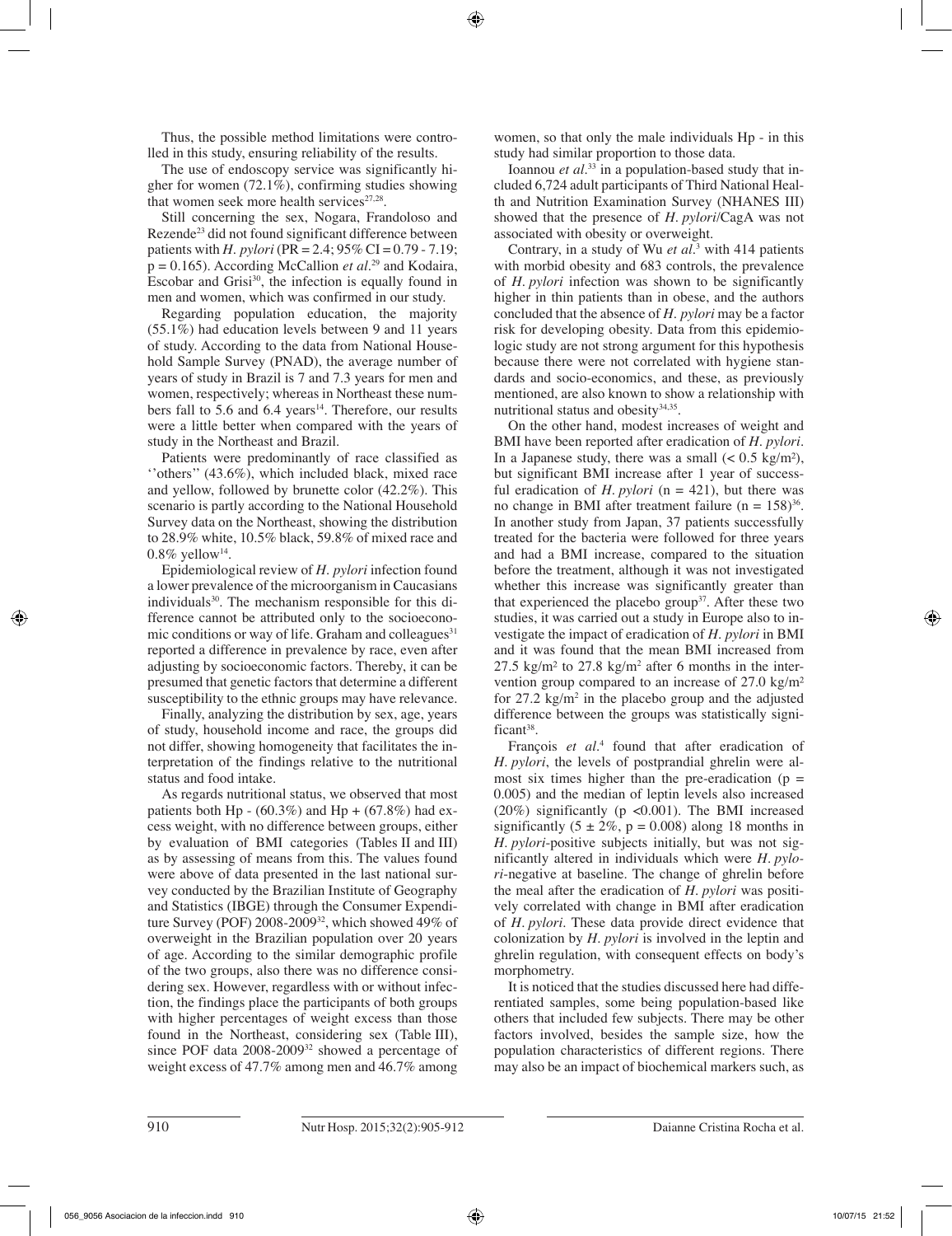Thus, the possible method limitations were controlled in this study, ensuring reliability of the results.

The use of endoscopy service was significantly higher for women (72.1%), confirming studies showing that women seek more health services[27,28].

Still concerning the sex, Nogara, Frandoloso and Rezende[23] did not found significant difference between patients with *H. pylori* (PR = 2.4; 95% CI = 0.79 - 7.19; p = 0.165). According McCallion *et al*.[29] and Kodaira, Escobar and Grisi[30], the infection is equally found in men and women, which was confirmed in our study.

Regarding population education, the majority (55.1%) had education levels between 9 and 11 years of study. According to the data from National Household Sample Survey (PNAD), the average number of years of study in Brazil is 7 and 7.3 years for men and women, respectively; whereas in Northeast these numbers fall to 5.6 and 6.4 years[14]. Therefore, our results were a little better when compared with the years of study in the Northeast and Brazil.

Patients were predominantly of race classified as ''others'' (43.6%), which included black, mixed race and yellow, followed by brunette color (42.2%). This scenario is partly according to the National Household Survey data on the Northeast, showing the distribution to 28.9% white, 10.5% black, 59.8% of mixed race and 0.8% yellow[14].

Epidemiological review of *H. pylori* infection found a lower prevalence of the microorganism in Caucasians individuals[30]. The mechanism responsible for this difference cannot be attributed only to the socioeconomic conditions or way of life. Graham and colleagues[31] reported a difference in prevalence by race, even after adjusting by socioeconomic factors. Thereby, it can be presumed that genetic factors that determine a different susceptibility to the ethnic groups may have relevance.

Finally, analyzing the distribution by sex, age, years of study, household income and race, the groups did not differ, showing homogeneity that facilitates the interpretation of the findings relative to the nutritional status and food intake.

As regards nutritional status, we observed that most patients both Hp - (60.3%) and Hp + (67.8%) had excess weight, with no difference between groups, either by evaluation of BMI categories (Tables II and III) as by assessing of means from this. The values found were above of data presented in the last national survey conducted by the Brazilian Institute of Geography and Statistics (IBGE) through the Consumer Expenditure Survey (POF) 2008-2009[32], which showed 49% of overweight in the Brazilian population over 20 years of age. According to the similar demographic profile of the two groups, also there was no difference considering sex. However, regardless with or without infection, the findings place the participants of both groups with higher percentages of weight excess than those found in the Northeast, considering sex (Table III), since POF data 2008-2009[32] showed a percentage of weight excess of 47.7% among men and 46.7% among women, so that only the male individuals Hp - in this study had similar proportion to those data.

Ioannou *et al*.[33] in a population-based study that included 6,724 adult participants of Third National Health and Nutrition Examination Survey (NHANES III) showed that the presence of *H. pylori*/CagA was not associated with obesity or overweight.

Contrary, in a study of Wu *et al*.[3] with 414 patients with morbid obesity and 683 controls, the prevalence of *H. pylori* infection was shown to be significantly higher in thin patients than in obese, and the authors concluded that the absence of *H. pylori* may be a factor risk for developing obesity. Data from this epidemiologic study are not strong argument for this hypothesis because there were not correlated with hygiene standards and socio-economics, and these, as previously mentioned, are also known to show a relationship with nutritional status and obesity[34,35].

On the other hand, modest increases of weight and BMI have been reported after eradication of *H. pylori*. In a Japanese study, there was a small (< 0.5 kg/m²), but significant BMI increase after 1 year of successful eradication of *H. pylori* (n = 421), but there was no change in BMI after treatment failure (n = 158)[36]. In another study from Japan, 37 patients successfully treated for the bacteria were followed for three years and had a BMI increase, compared to the situation before the treatment, although it was not investigated whether this increase was significantly greater than that experienced the placebo group[37]. After these two studies, it was carried out a study in Europe also to investigate the impact of eradication of *H. pylori* in BMI and it was found that the mean BMI increased from 27.5 kg/m² to 27.8 kg/m² after 6 months in the intervention group compared to an increase of 27.0 kg/m² for 27.2 kg/m² in the placebo group and the adjusted difference between the groups was statistically significant[38].

François *et al*.[4] found that after eradication of *H. pylori*, the levels of postprandial ghrelin were almost six times higher than the pre-eradication (p = 0.005) and the median of leptin levels also increased (20%) significantly (p <0.001). The BMI increased significantly (5 ± 2%, p = 0.008) along 18 months in *H. pylori*-positive subjects initially, but was not significantly altered in individuals which were *H. pylori*-negative at baseline. The change of ghrelin before the meal after the eradication of *H. pylori* was positively correlated with change in BMI after eradication of *H. pylori*. These data provide direct evidence that colonization by *H. pylori* is involved in the leptin and ghrelin regulation, with consequent effects on body's morphometry.

It is noticed that the studies discussed here had differentiated samples, some being population-based like others that included few subjects. There may be other factors involved, besides the sample size, how the population characteristics of different regions. There may also be an impact of biochemical markers such, as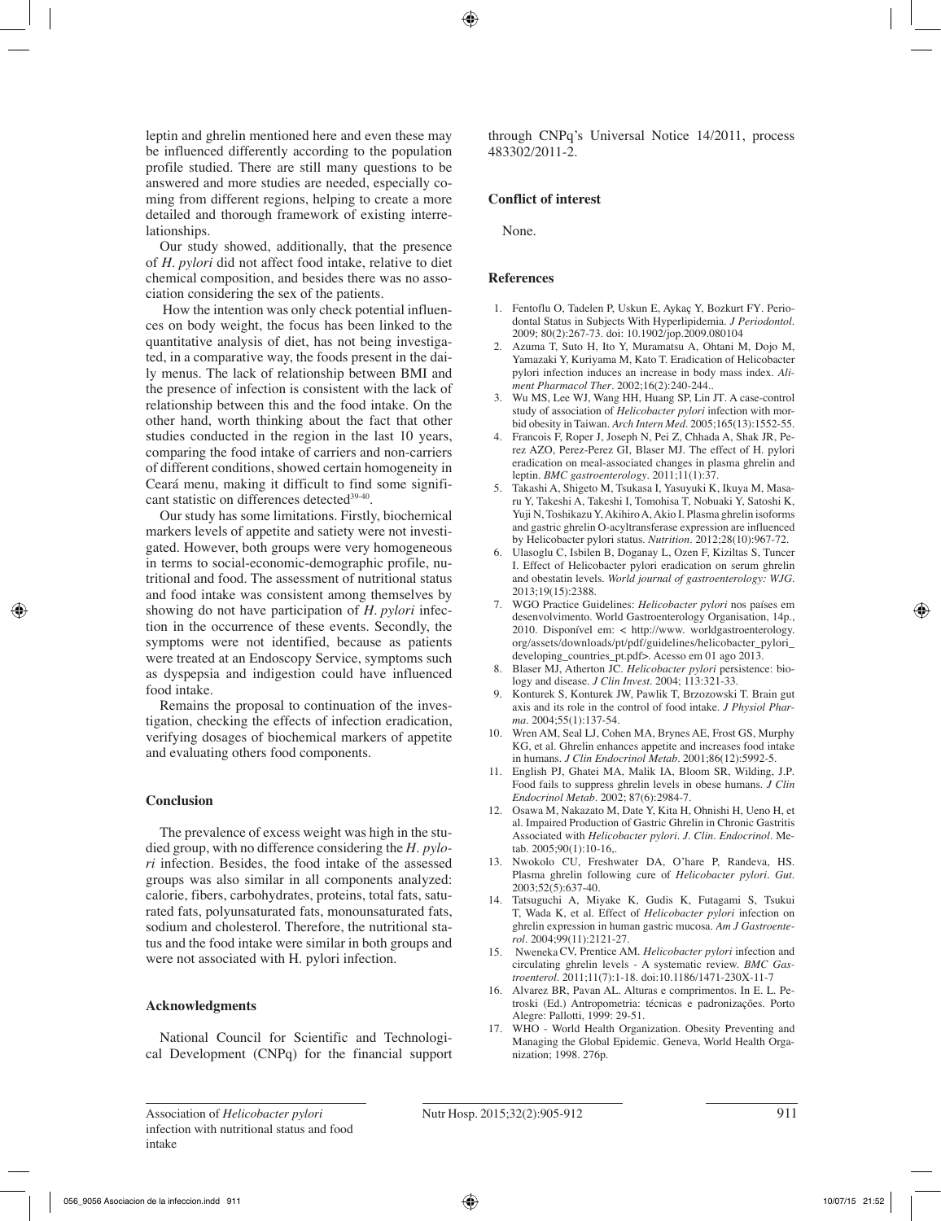leptin and ghrelin mentioned here and even these may be influenced differently according to the population profile studied. There are still many questions to be answered and more studies are needed, especially coming from different regions, helping to create a more detailed and thorough framework of existing interrelationships.

Our study showed, additionally, that the presence of *H. pylori* did not affect food intake, relative to diet chemical composition, and besides there was no association considering the sex of the patients.

How the intention was only check potential influences on body weight, the focus has been linked to the quantitative analysis of diet, has not being investigated, in a comparative way, the foods present in the daily menus. The lack of relationship between BMI and the presence of infection is consistent with the lack of relationship between this and the food intake. On the other hand, worth thinking about the fact that other studies conducted in the region in the last 10 years, comparing the food intake of carriers and non-carriers of different conditions, showed certain homogeneity in Ceará menu, making it difficult to find some significant statistic on differences detected[39-40].

Our study has some limitations. Firstly, biochemical markers levels of appetite and satiety were not investigated. However, both groups were very homogeneous in terms to social-economic-demographic profile, nutritional and food. The assessment of nutritional status and food intake was consistent among themselves by showing do not have participation of *H. pylori* infection in the occurrence of these events. Secondly, the symptoms were not identified, because as patients were treated at an Endoscopy Service, symptoms such as dyspepsia and indigestion could have influenced food intake.

Remains the proposal to continuation of the investigation, checking the effects of infection eradication, verifying dosages of biochemical markers of appetite and evaluating others food components.

## Conclusion

The prevalence of excess weight was high in the studied group, with no difference considering the *H. pylori* infection. Besides, the food intake of the assessed groups was also similar in all components analyzed: calorie, fibers, carbohydrates, proteins, total fats, saturated fats, polyunsaturated fats, monounsaturated fats, sodium and cholesterol. Therefore, the nutritional status and the food intake were similar in both groups and were not associated with H. pylori infection.

## Acknowledgments

National Council for Scientific and Technological Development (CNPq) for the financial support through CNPq's Universal Notice 14/2011, process 483302/2011-2.

## Conflict of interest

None.

## References

1. Fentoflu O, Tadelen P, Uskun E, Aykaç Y, Bozkurt FY. Periodontal Status in Subjects With Hyperlipidemia. *J Periodontol*. 2009; 80(2):267-73. doi: 10.1902/jop.2009.080104
2. Azuma T, Suto H, Ito Y, Muramatsu A, Ohtani M, Dojo M, Yamazaki Y, Kuriyama M, Kato T. Eradication of Helicobacter pylori infection induces an increase in body mass index. *Aliment Pharmacol Ther*. 2002;16(2):240-244..
3. Wu MS, Lee WJ, Wang HH, Huang SP, Lin JT. A case-control study of association of *Helicobacter pylori* infection with morbid obesity in Taiwan. *Arch Intern Med*. 2005;165(13):1552-55.
4. Francois F, Roper J, Joseph N, Pei Z, Chhada A, Shak JR, Perez AZO, Perez-Perez GI, Blaser MJ. The effect of H. pylori eradication on meal-associated changes in plasma ghrelin and leptin. *BMC gastroenterology*. 2011;11(1):37.
5. Takashi A, Shigeto M, Tsukasa I, Yasuyuki K, Ikuya M, Masaru Y, Takeshi A, Takeshi I, Tomohisa T, Nobuaki Y, Satoshi K, Yuji N, Toshikazu Y, Akihiro A, Akio I. Plasma ghrelin isoforms and gastric ghrelin O-acyltransferase expression are influenced by Helicobacter pylori status. *Nutrition*. 2012;28(10):967-72.
6. Ulasoglu C, Isbilen B, Doganay L, Ozen F, Kiziltas S, Tuncer I. Effect of Helicobacter pylori eradication on serum ghrelin and obestatin levels. *World journal of gastroenterology: WJG*. 2013;19(15):2388.
7. WGO Practice Guidelines: *Helicobacter pylori* nos países em desenvolvimento. World Gastroenterology Organisation, 14p., 2010. Disponível em: < http://www. worldgastroenterology. org/assets/downloads/pt/pdf/guidelines/helicobacter_pylori_developing_countries_pt.pdf>. Acesso em 01 ago 2013.
8. Blaser MJ, Atherton JC. *Helicobacter pylori* persistence: biology and disease. *J Clin Invest*. 2004; 113:321-33.
9. Konturek S, Konturek JW, Pawlik T, Brzozowski T. Brain gut axis and its role in the control of food intake. *J Physiol Pharma*. 2004;55(1):137-54.
10. Wren AM, Seal LJ, Cohen MA, Brynes AE, Frost GS, Murphy KG, et al. Ghrelin enhances appetite and increases food intake in humans. *J Clin Endocrinol Metab*. 2001;86(12):5992-5.
11. English PJ, Ghatei MA, Malik IA, Bloom SR, Wilding, J.P. Food fails to suppress ghrelin levels in obese humans. *J Clin Endocrinol Metab*. 2002; 87(6):2984-7.
12. Osawa M, Nakazato M, Date Y, Kita H, Ohnishi H, Ueno H, et al. Impaired Production of Gastric Ghrelin in Chronic Gastritis Associated with *Helicobacter pylori*. *J. Clin. Endocrinol*. Metab. 2005;90(1):10-16,.
13. Nwokolo CU, Freshwater DA, O'hare P, Randeva, HS. Plasma ghrelin following cure of *Helicobacter pylori*. *Gut*. 2003;52(5):637-40.
14. Tatsuguchi A, Miyake K, Gudis K, Futagami S, Tsukui T, Wada K, et al. Effect of *Helicobacter pylori* infection on ghrelin expression in human gastric mucosa. *Am J Gastroenterol*. 2004;99(11):2121-27.
15. Nweneka CV, Prentice AM. *Helicobacter pylori* infection and circulating ghrelin levels - A systematic review. *BMC Gastroenterol*. 2011;11(7):1-18. doi:10.1186/1471-230X-11-7
16. Alvarez BR, Pavan AL. Alturas e comprimentos. In E. L. Petroski (Ed.) Antropometria: técnicas e padronizações. Porto Alegre: Pallotti, 1999: 29-51.
17. WHO - World Health Organization. Obesity Preventing and Managing the Global Epidemic. Geneva, World Health Organization; 1998. 276p.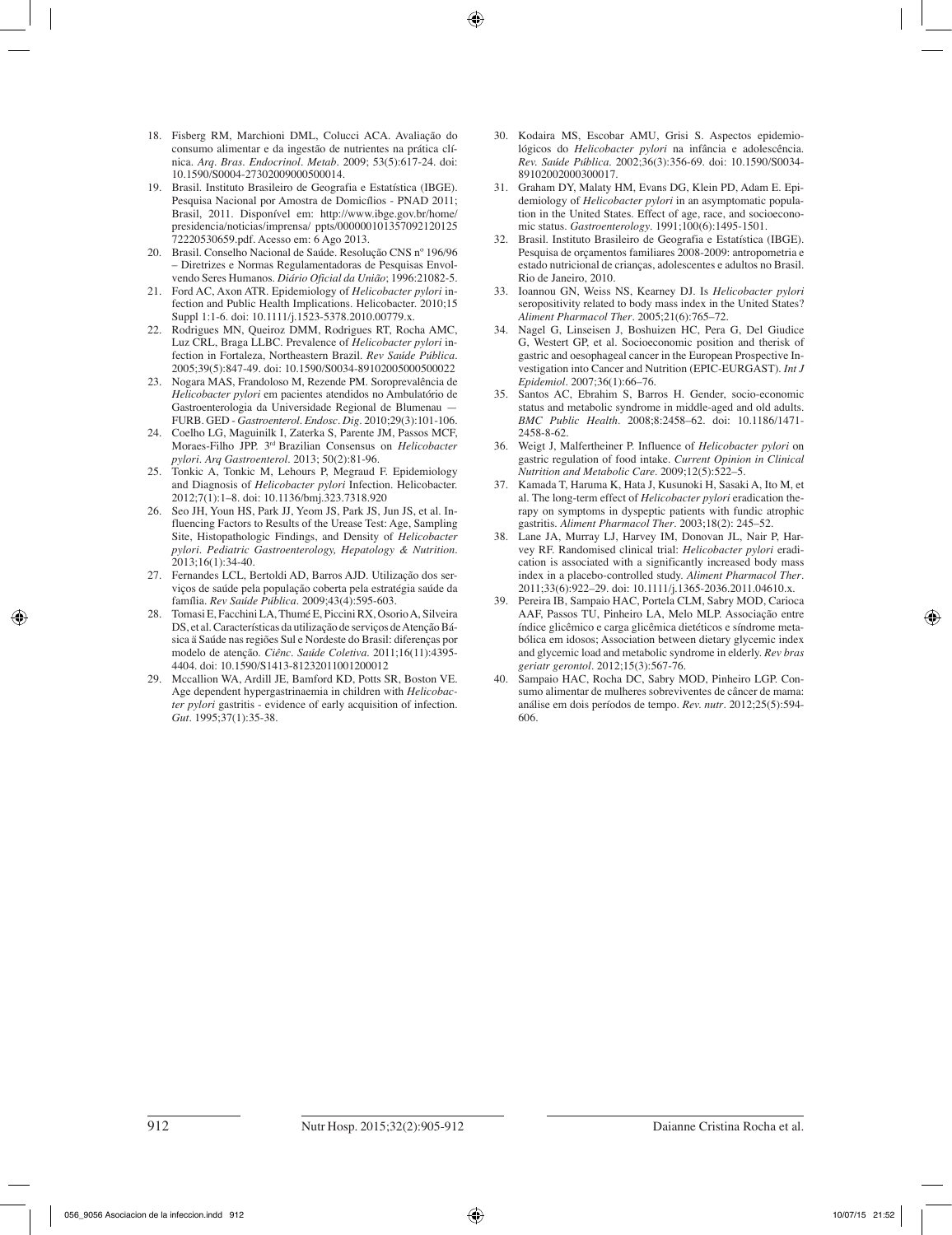18. Fisberg RM, Marchioni DML, Colucci ACA. Avaliação do consumo alimentar e da ingestão de nutrientes na prática clínica. *Arq. Bras. Endocrinol. Metab*. 2009; 53(5):617-24. doi: 10.1590/S0004-27302009000500014.
19. Brasil. Instituto Brasileiro de Geografia e Estatística (IBGE). Pesquisa Nacional por Amostra de Domicílios - PNAD 2011; Brasil, 2011. Disponível em: http://www.ibge.gov.br/home/presidencia/noticias/imprensa/ ppts/000000101357092120125 72220530659.pdf. Acesso em: 6 Ago 2013.
20. Brasil. Conselho Nacional de Saúde. Resolução CNS nº 196/96 – Diretrizes e Normas Regulamentadoras de Pesquisas Envolvendo Seres Humanos. *Diário Oficial da União*; 1996:21082-5.
21. Ford AC, Axon ATR. Epidemiology of *Helicobacter pylori* infection and Public Health Implications. Helicobacter. 2010;15 Suppl 1:1-6. doi: 10.1111/j.1523-5378.2010.00779.x.
22. Rodrigues MN, Queiroz DMM, Rodrigues RT, Rocha AMC, Luz CRL, Braga LLBC. Prevalence of *Helicobacter pylori* infection in Fortaleza, Northeastern Brazil. *Rev Saúde Pública*. 2005;39(5):847-49. doi: 10.1590/S0034-89102005000500022
23. Nogara MAS, Frandoloso M, Rezende PM. Soroprevalência de *Helicobacter pylori* em pacientes atendidos no Ambulatório de Gastroenterologia da Universidade Regional de Blumenau — FURB. GED - *Gastroenterol. Endosc. Dig*. 2010;29(3):101-106.
24. Coelho LG, Maguinilk I, Zaterka S, Parente JM, Passos MCF, Moraes-Filho JPP. 3rd Brazilian Consensus on *Helicobacter pylori*. *Arq Gastroenterol*. 2013; 50(2):81-96.
25. Tonkic A, Tonkic M, Lehours P, Megraud F. Epidemiology and Diagnosis of *Helicobacter pylori* Infection. Helicobacter. 2012;7(1):1–8. doi: 10.1136/bmj.323.7318.920
26. Seo JH, Youn HS, Park JJ, Yeom JS, Park JS, Jun JS, et al. Influencing Factors to Results of the Urease Test: Age, Sampling Site, Histopathologic Findings, and Density of *Helicobacter pylori*. *Pediatric Gastroenterology, Hepatology & Nutrition*. 2013;16(1):34-40.
27. Fernandes LCL, Bertoldi AD, Barros AJD. Utilização dos serviços de saúde pela população coberta pela estratégia saúde da família. *Rev Saúde Pública*. 2009;43(4):595-603.
28. Tomasi E, Facchini LA, Thumé E, Piccini RX, Osorio A, Silveira DS, et al. Características da utilização de serviços de Atenção Básica ä Saúde nas regiões Sul e Nordeste do Brasil: diferenças por modelo de atenção. *Ciênc. Saúde Coletiva*. 2011;16(11):4395-4404. doi: 10.1590/S1413-81232011001200012
29. Mccallion WA, Ardill JE, Bamford KD, Potts SR, Boston VE. Age dependent hypergastrinaemia in children with *Helicobacter pylori* gastritis - evidence of early acquisition of infection. *Gut*. 1995;37(1):35-38.
30. Kodaira MS, Escobar AMU, Grisi S. Aspectos epidemiológicos do *Helicobacter pylori* na infância e adolescência. *Rev. Saúde Pública*. 2002;36(3):356-69. doi: 10.1590/S0034-89102002000300017.
31. Graham DY, Malaty HM, Evans DG, Klein PD, Adam E. Epidemiology of *Helicobacter pylori* in an asymptomatic population in the United States. Effect of age, race, and socioeconomic status. *Gastroenterology*. 1991;100(6):1495-1501.
32. Brasil. Instituto Brasileiro de Geografia e Estatística (IBGE). Pesquisa de orçamentos familiares 2008-2009: antropometria e estado nutricional de crianças, adolescentes e adultos no Brasil. Rio de Janeiro, 2010.
33. Ioannou GN, Weiss NS, Kearney DJ. Is *Helicobacter pylori* seropositivity related to body mass index in the United States? *Aliment Pharmacol Ther*. 2005;21(6):765–72.
34. Nagel G, Linseisen J, Boshuizen HC, Pera G, Del Giudice G, Westert GP, et al. Socioeconomic position and therisk of gastric and oesophageal cancer in the European Prospective Investigation into Cancer and Nutrition (EPIC-EURGAST). *Int J Epidemiol*. 2007;36(1):66–76.
35. Santos AC, Ebrahim S, Barros H. Gender, socio-economic status and metabolic syndrome in middle-aged and old adults. *BMC Public Health*. 2008;8:2458–62. doi: 10.1186/1471-2458-8-62.
36. Weigt J, Malfertheiner P. Influence of *Helicobacter pylori* on gastric regulation of food intake. *Current Opinion in Clinical Nutrition and Metabolic Care*. 2009;12(5):522–5.
37. Kamada T, Haruma K, Hata J, Kusunoki H, Sasaki A, Ito M, et al. The long-term effect of *Helicobacter pylori* eradication therapy on symptoms in dyspeptic patients with fundic atrophic gastritis. *Aliment Pharmacol Ther*. 2003;18(2): 245–52.
38. Lane JA, Murray LJ, Harvey IM, Donovan JL, Nair P, Harvey RF. Randomised clinical trial: *Helicobacter pylori* eradication is associated with a significantly increased body mass index in a placebo-controlled study. *Aliment Pharmacol Ther*. 2011;33(6):922–29. doi: 10.1111/j.1365-2036.2011.04610.x.
39. Pereira IB, Sampaio HAC, Portela CLM, Sabry MOD, Carioca AAF, Passos TU, Pinheiro LA, Melo MLP. Associação entre índice glicêmico e carga glicêmica dietéticos e síndrome metabólica em idosos; Association between dietary glycemic index and glycemic load and metabolic syndrome in elderly. *Rev bras geriatr gerontol*. 2012;15(3):567-76.
40. Sampaio HAC, Rocha DC, Sabry MOD, Pinheiro LGP. Consumo alimentar de mulheres sobreviventes de câncer de mama: análise em dois períodos de tempo. *Rev. nutr*. 2012;25(5):594-606.